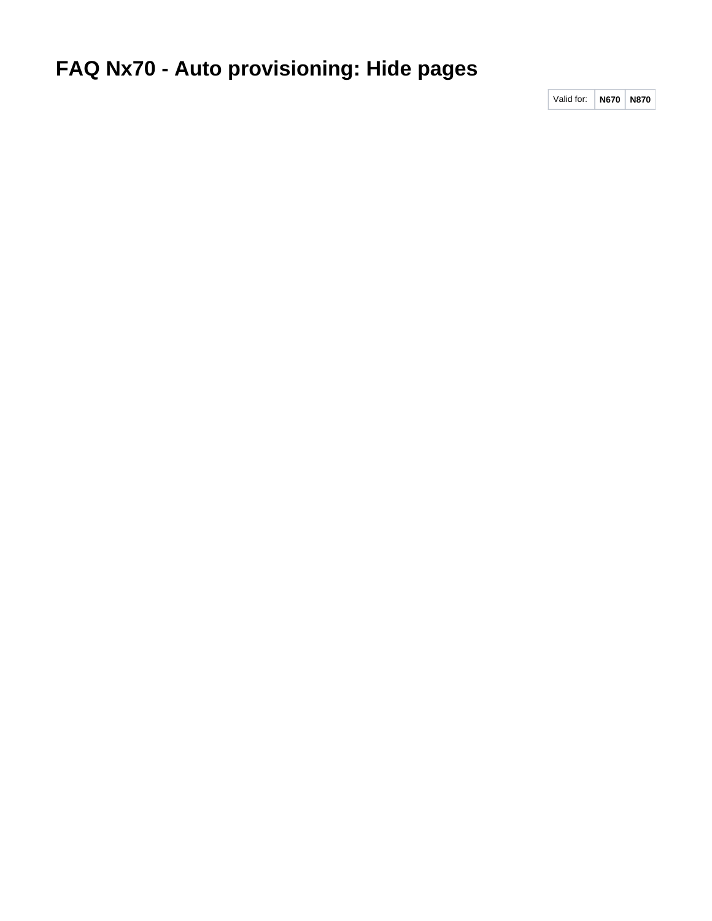# FAQ Nx70 - Auto provisioning: Hide pages

| Valid for: | N670 | N870 |
| --- | --- | --- |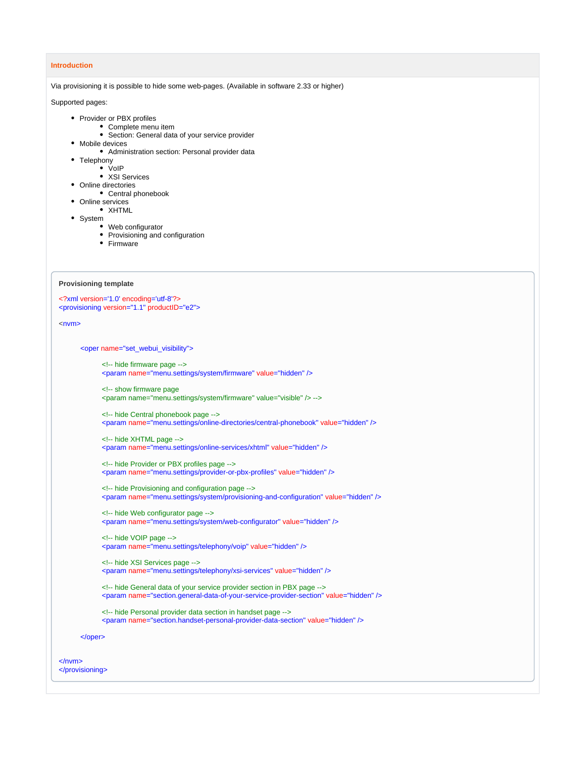## Introduction

Via provisioning it is possible to hide some web-pages. (Available in software 2.33 or higher)

Supported pages:

- Provider or PBX profiles
  - Complete menu item
  - Section: General data of your service provider
- Mobile devices
  - Administration section: Personal provider data
- Telephony
  - VoIP
  - XSI Services
- Online directories
  - Central phonebook
- Online services
  - XHTML
- System
  - Web configurator
  - Provisioning and configuration
  - Firmware

**Provisioning template**

```xml
<?xml version='1.0' encoding='utf-8'?>
<provisioning version="1.1" productID="e2">

<nvm>


        <oper name="set_webui_visibility">

                <!-- hide firmware page -->
                <param name="menu.settings/system/firmware" value="hidden" />

                <!-- show firmware page
                <param name="menu.settings/system/firmware" value="visible" /> -->

                <!-- hide Central phonebook page -->
                <param name="menu.settings/online-directories/central-phonebook" value="hidden" />

                <!-- hide XHTML page -->
                <param name="menu.settings/online-services/xhtml" value="hidden" />

                <!-- hide Provider or PBX profiles page -->
                <param name="menu.settings/provider-or-pbx-profiles" value="hidden" />

                <!-- hide Provisioning and configuration page -->
                <param name="menu.settings/system/provisioning-and-configuration" value="hidden" />

                <!-- hide Web configurator page -->
                <param name="menu.settings/system/web-configurator" value="hidden" />

                <!-- hide VOIP page -->
                <param name="menu.settings/telephony/voip" value="hidden" />

                <!-- hide XSI Services page -->
                <param name="menu.settings/telephony/xsi-services" value="hidden" />

                <!-- hide General data of your service provider section in PBX page -->
                <param name="section.general-data-of-your-service-provider-section" value="hidden" />

                <!-- hide Personal provider data section in handset page -->
                <param name="section.handset-personal-provider-data-section" value="hidden" />

        </oper>


</nvm>
</provisioning>
```